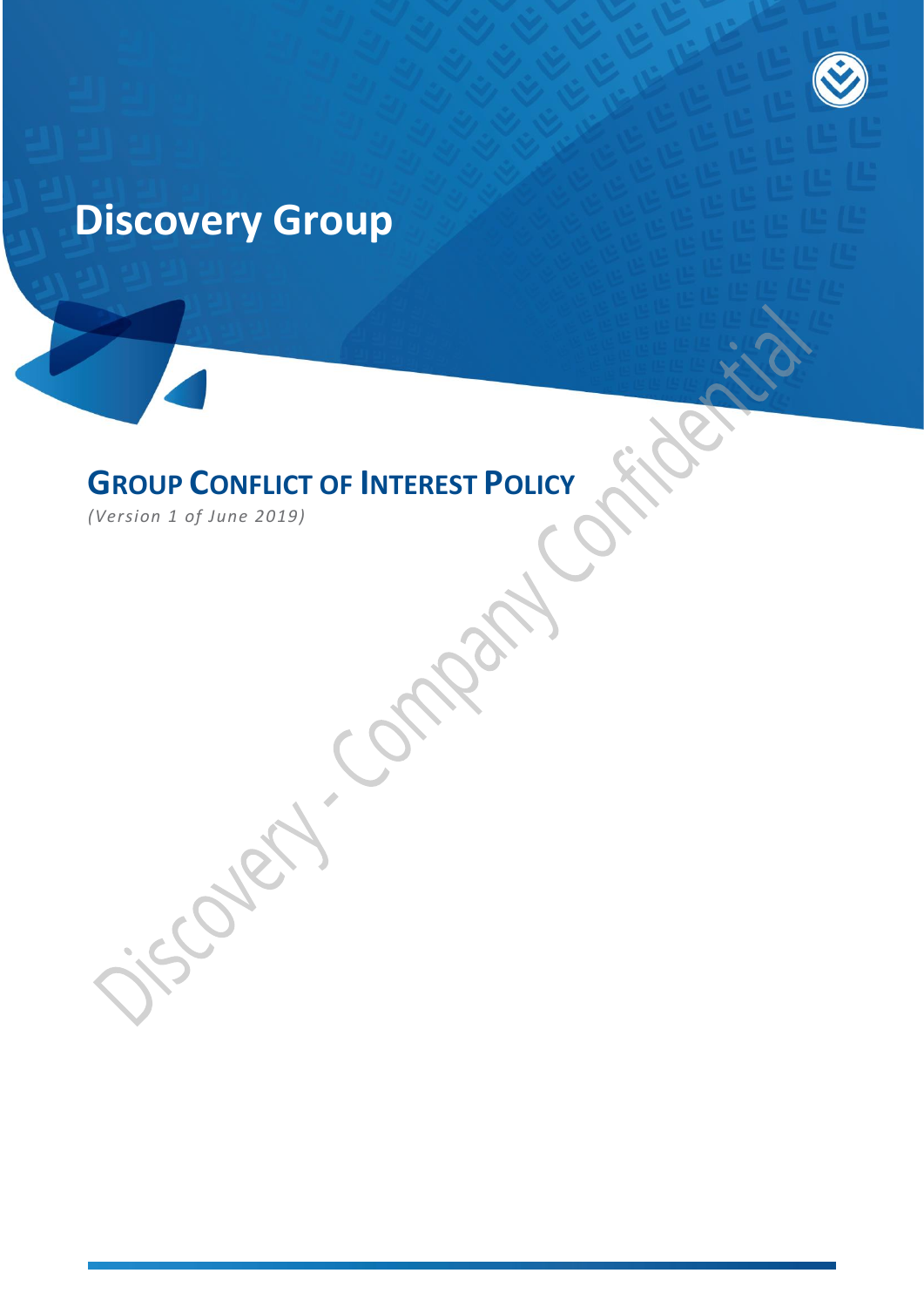# Discovery Group

## Group Conflict of Interest Policy

*(Version 1 of June 2019)*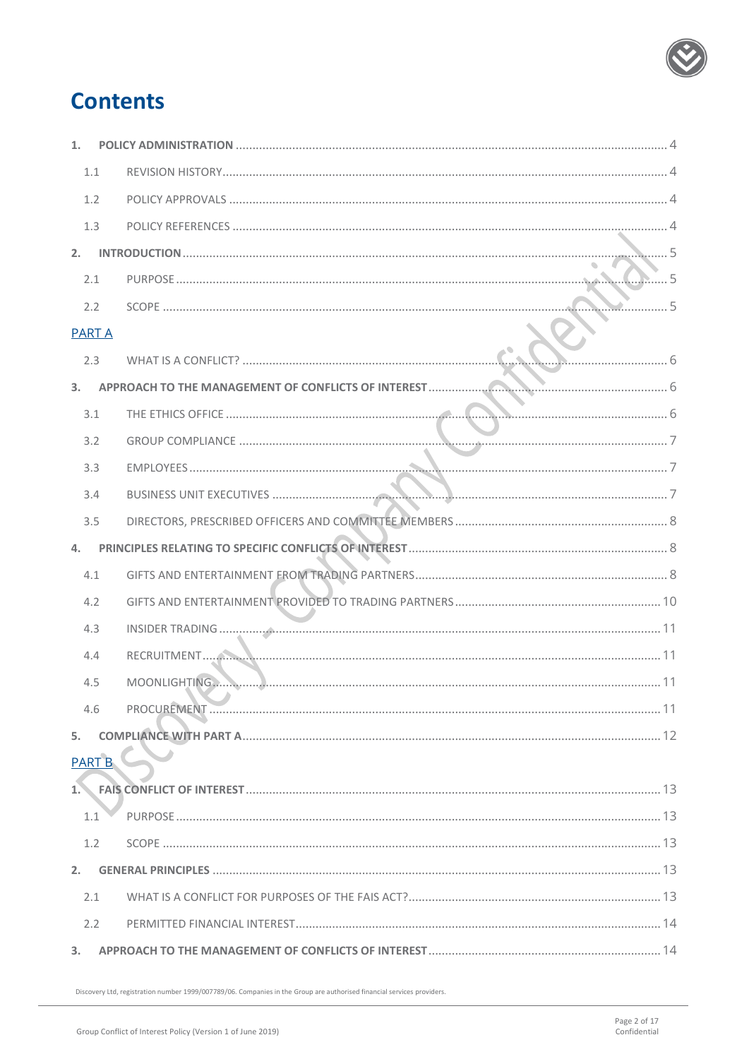# Contents

1. **POLICY ADMINISTRATION** ..... 4
   - 1.1 REVISION HISTORY ..... 4
   - 1.2 POLICY APPROVALS ..... 4
   - 1.3 POLICY REFERENCES ..... 4
2. **INTRODUCTION** ..... 5
   - 2.1 PURPOSE ..... 5
   - 2.2 SCOPE ..... 5

PART A

   - 2.3 WHAT IS A CONFLICT? ..... 6
3. **APPROACH TO THE MANAGEMENT OF CONFLICTS OF INTEREST** ..... 6
   - 3.1 THE ETHICS OFFICE ..... 6
   - 3.2 GROUP COMPLIANCE ..... 7
   - 3.3 EMPLOYEES ..... 7
   - 3.4 BUSINESS UNIT EXECUTIVES ..... 7
   - 3.5 DIRECTORS, PRESCRIBED OFFICERS AND COMMITTEE MEMBERS ..... 8
4. **PRINCIPLES RELATING TO SPECIFIC CONFLICTS OF INTEREST** ..... 8
   - 4.1 GIFTS AND ENTERTAINMENT FROM TRADING PARTNERS ..... 8
   - 4.2 GIFTS AND ENTERTAINMENT PROVIDED TO TRADING PARTNERS ..... 10
   - 4.3 INSIDER TRADING ..... 11
   - 4.4 RECRUITMENT ..... 11
   - 4.5 MOONLIGHTING ..... 11
   - 4.6 PROCUREMENT ..... 11
5. **COMPLIANCE WITH PART A** ..... 12

PART B

1. **FAIS CONFLICT OF INTEREST** ..... 13
   - 1.1 PURPOSE ..... 13
   - 1.2 SCOPE ..... 13
2. **GENERAL PRINCIPLES** ..... 13
   - 2.1 WHAT IS A CONFLICT FOR PURPOSES OF THE FAIS ACT? ..... 13
   - 2.2 PERMITTED FINANCIAL INTEREST ..... 14
3. **APPROACH TO THE MANAGEMENT OF CONFLICTS OF INTEREST** ..... 14

Discovery Ltd, registration number 1999/007789/06. Companies in the Group are authorised financial services providers.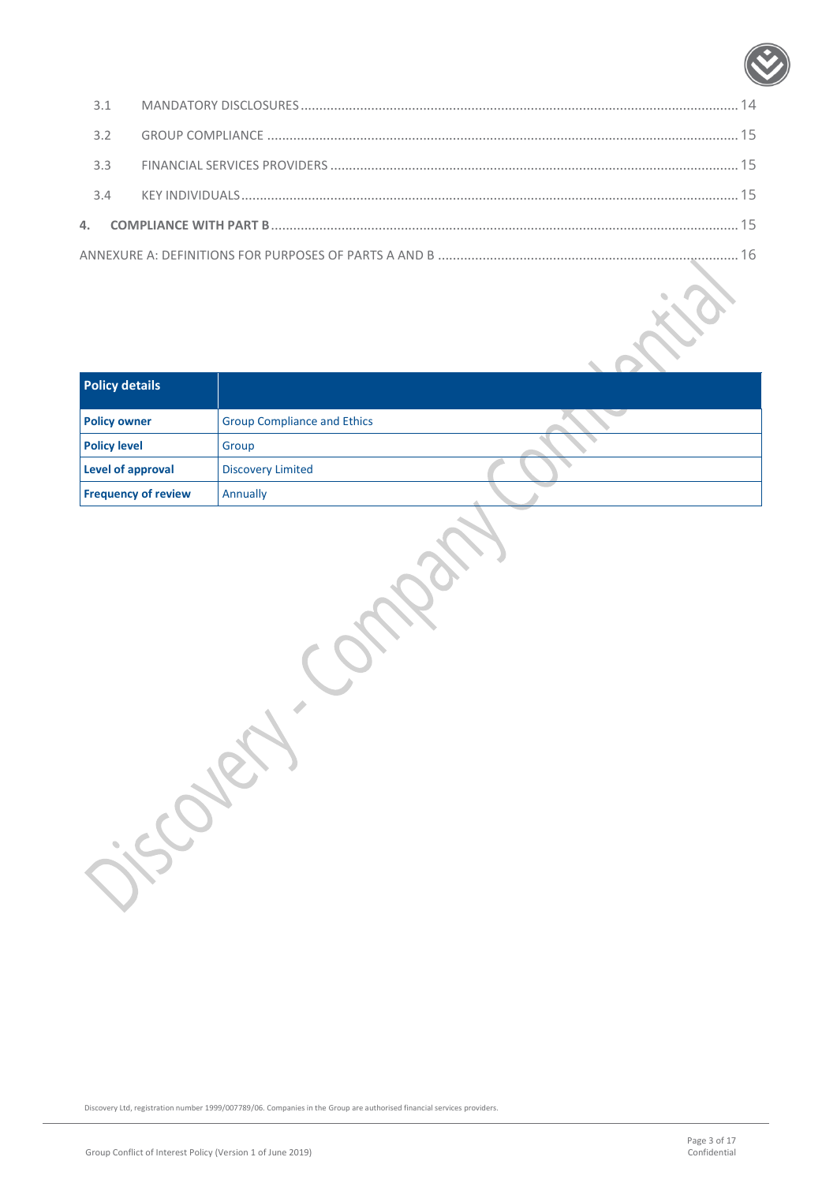3.1 MANDATORY DISCLOSURES ........................................................................................................................ 14

3.2 GROUP COMPLIANCE ............................................................................................................................. 15

3.3 FINANCIAL SERVICES PROVIDERS ........................................................................................................... 15

3.4 KEY INDIVIDUALS .................................................................................................................................... 15

**4. COMPLIANCE WITH PART B** ............................................................................................................................ 15

ANNEXURE A: DEFINITIONS FOR PURPOSES OF PARTS A AND B ................................................................................ 16

| Policy details | |
|---|---|
| **Policy owner** | Group Compliance and Ethics |
| **Policy level** | Group |
| **Level of approval** | Discovery Limited |
| **Frequency of review** | Annually |

Discovery Ltd, registration number 1999/007789/06. Companies in the Group are authorised financial services providers.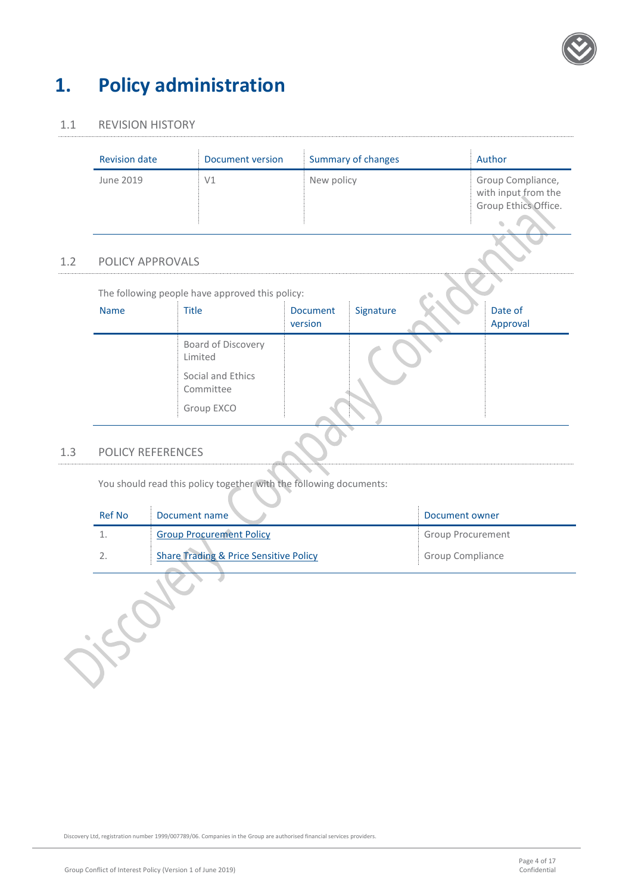# 1. Policy administration

## 1.1 REVISION HISTORY

| Revision date | Document version | Summary of changes | Author |
|---|---|---|---|
| June 2019 | V1 | New policy | Group Compliance, with input from the Group Ethics Office. |

## 1.2 POLICY APPROVALS

The following people have approved this policy:

| Name | Title | Document version | Signature | Date of Approval |
|---|---|---|---|---|
| | Board of Discovery Limited | | | |
| | Social and Ethics Committee | | | |
| | Group EXCO | | | |

## 1.3 POLICY REFERENCES

You should read this policy together with the following documents:

| Ref No | Document name | Document owner |
|---|---|---|
| 1. | Group Procurement Policy | Group Procurement |
| 2. | Share Trading & Price Sensitive Policy | Group Compliance |

Discovery Ltd, registration number 1999/007789/06. Companies in the Group are authorised financial services providers.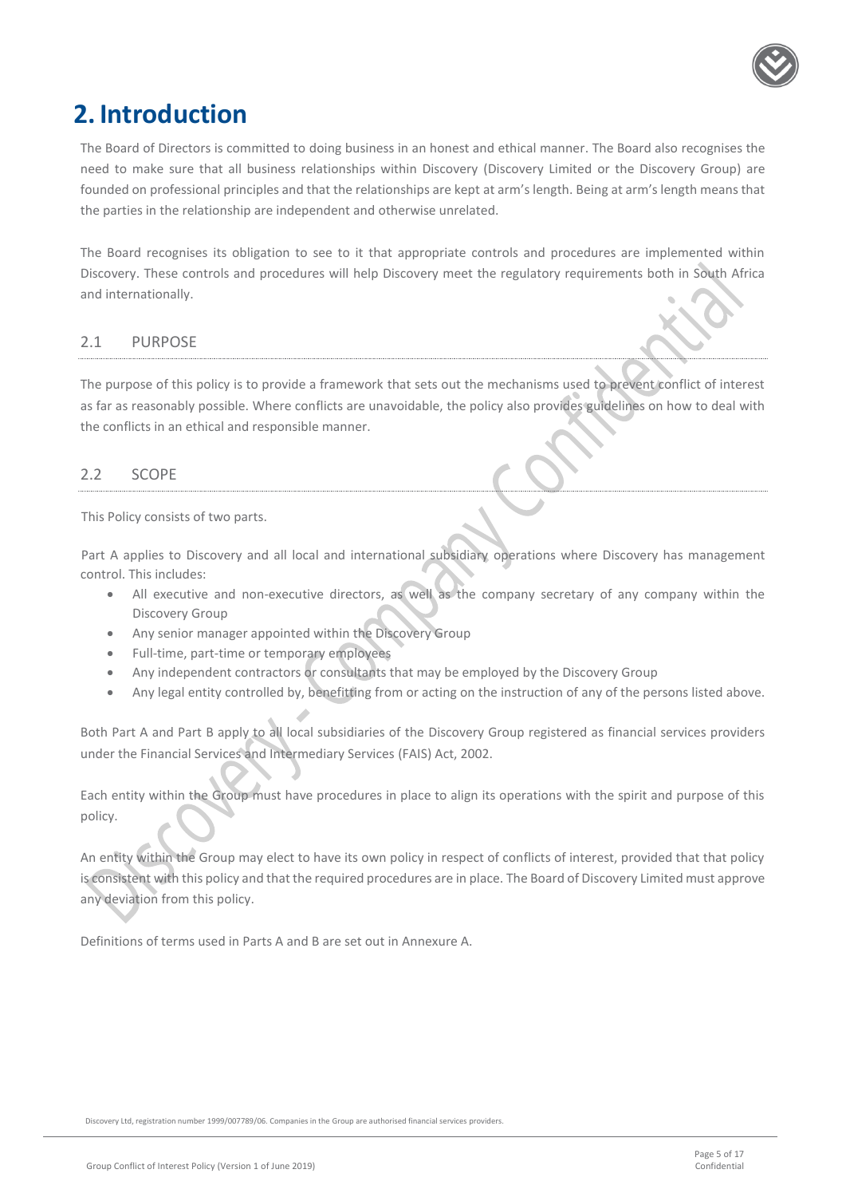# 2. Introduction

The Board of Directors is committed to doing business in an honest and ethical manner. The Board also recognises the need to make sure that all business relationships within Discovery (Discovery Limited or the Discovery Group) are founded on professional principles and that the relationships are kept at arm's length. Being at arm's length means that the parties in the relationship are independent and otherwise unrelated.

The Board recognises its obligation to see to it that appropriate controls and procedures are implemented within Discovery. These controls and procedures will help Discovery meet the regulatory requirements both in South Africa and internationally.

## 2.1 PURPOSE

The purpose of this policy is to provide a framework that sets out the mechanisms used to prevent conflict of interest as far as reasonably possible. Where conflicts are unavoidable, the policy also provides guidelines on how to deal with the conflicts in an ethical and responsible manner.

## 2.2 SCOPE

This Policy consists of two parts.

Part A applies to Discovery and all local and international subsidiary operations where Discovery has management control. This includes:

- All executive and non-executive directors, as well as the company secretary of any company within the Discovery Group
- Any senior manager appointed within the Discovery Group
- Full-time, part-time or temporary employees
- Any independent contractors or consultants that may be employed by the Discovery Group
- Any legal entity controlled by, benefitting from or acting on the instruction of any of the persons listed above.

Both Part A and Part B apply to all local subsidiaries of the Discovery Group registered as financial services providers under the Financial Services and Intermediary Services (FAIS) Act, 2002.

Each entity within the Group must have procedures in place to align its operations with the spirit and purpose of this policy.

An entity within the Group may elect to have its own policy in respect of conflicts of interest, provided that that policy is consistent with this policy and that the required procedures are in place. The Board of Discovery Limited must approve any deviation from this policy.

Definitions of terms used in Parts A and B are set out in Annexure A.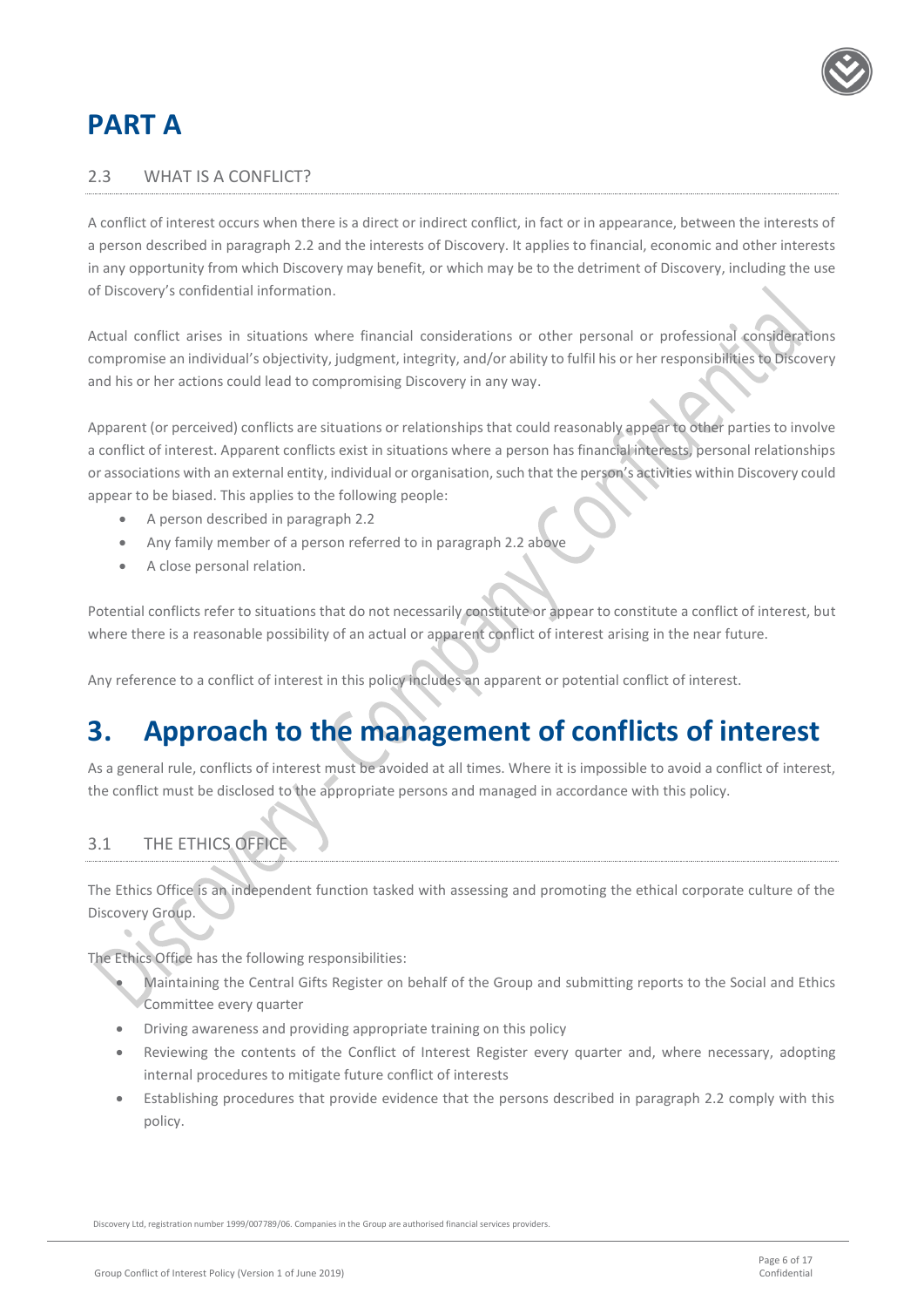# PART A

### 2.3 WHAT IS A CONFLICT?

A conflict of interest occurs when there is a direct or indirect conflict, in fact or in appearance, between the interests of a person described in paragraph 2.2 and the interests of Discovery. It applies to financial, economic and other interests in any opportunity from which Discovery may benefit, or which may be to the detriment of Discovery, including the use of Discovery's confidential information.

Actual conflict arises in situations where financial considerations or other personal or professional considerations compromise an individual's objectivity, judgment, integrity, and/or ability to fulfil his or her responsibilities to Discovery and his or her actions could lead to compromising Discovery in any way.

Apparent (or perceived) conflicts are situations or relationships that could reasonably appear to other parties to involve a conflict of interest. Apparent conflicts exist in situations where a person has financial interests, personal relationships or associations with an external entity, individual or organisation, such that the person's activities within Discovery could appear to be biased. This applies to the following people:

- A person described in paragraph 2.2
- Any family member of a person referred to in paragraph 2.2 above
- A close personal relation.

Potential conflicts refer to situations that do not necessarily constitute or appear to constitute a conflict of interest, but where there is a reasonable possibility of an actual or apparent conflict of interest arising in the near future.

Any reference to a conflict of interest in this policy includes an apparent or potential conflict of interest.

# 3. Approach to the management of conflicts of interest

As a general rule, conflicts of interest must be avoided at all times. Where it is impossible to avoid a conflict of interest, the conflict must be disclosed to the appropriate persons and managed in accordance with this policy.

### 3.1 THE ETHICS OFFICE

The Ethics Office is an independent function tasked with assessing and promoting the ethical corporate culture of the Discovery Group.

The Ethics Office has the following responsibilities:

- Maintaining the Central Gifts Register on behalf of the Group and submitting reports to the Social and Ethics Committee every quarter
- Driving awareness and providing appropriate training on this policy
- Reviewing the contents of the Conflict of Interest Register every quarter and, where necessary, adopting internal procedures to mitigate future conflict of interests
- Establishing procedures that provide evidence that the persons described in paragraph 2.2 comply with this policy.

Discovery Ltd, registration number 1999/007789/06. Companies in the Group are authorised financial services providers.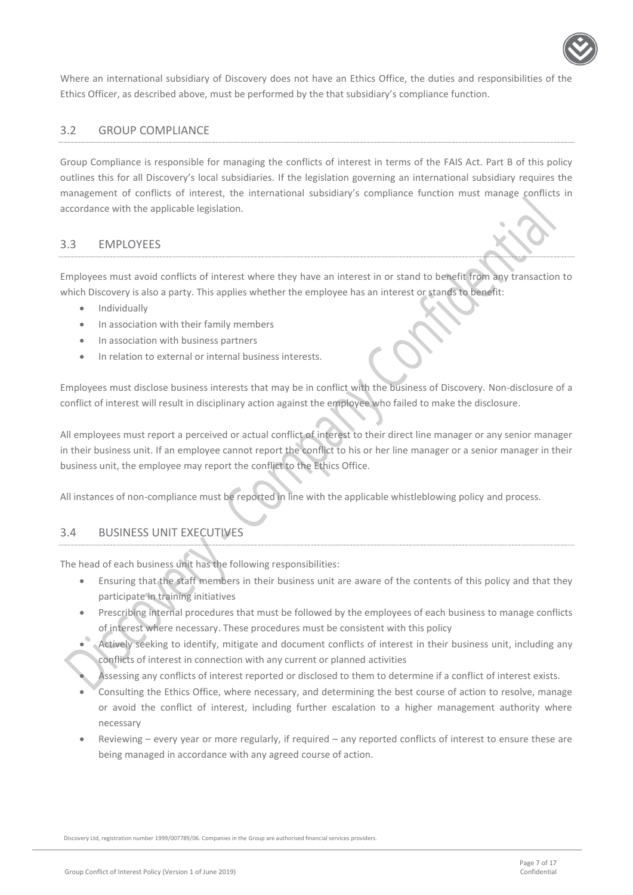Where an international subsidiary of Discovery does not have an Ethics Office, the duties and responsibilities of the Ethics Officer, as described above, must be performed by the that subsidiary's compliance function.

## 3.2 GROUP COMPLIANCE

Group Compliance is responsible for managing the conflicts of interest in terms of the FAIS Act. Part B of this policy outlines this for all Discovery's local subsidiaries. If the legislation governing an international subsidiary requires the management of conflicts of interest, the international subsidiary's compliance function must manage conflicts in accordance with the applicable legislation.

## 3.3 EMPLOYEES

Employees must avoid conflicts of interest where they have an interest in or stand to benefit from any transaction to which Discovery is also a party. This applies whether the employee has an interest or stands to benefit:

- Individually
- In association with their family members
- In association with business partners
- In relation to external or internal business interests.

Employees must disclose business interests that may be in conflict with the business of Discovery. Non-disclosure of a conflict of interest will result in disciplinary action against the employee who failed to make the disclosure.

All employees must report a perceived or actual conflict of interest to their direct line manager or any senior manager in their business unit. If an employee cannot report the conflict to his or her line manager or a senior manager in their business unit, the employee may report the conflict to the Ethics Office.

All instances of non-compliance must be reported in line with the applicable whistleblowing policy and process.

## 3.4 BUSINESS UNIT EXECUTIVES

The head of each business unit has the following responsibilities:

- Ensuring that the staff members in their business unit are aware of the contents of this policy and that they participate in training initiatives
- Prescribing internal procedures that must be followed by the employees of each business to manage conflicts of interest where necessary. These procedures must be consistent with this policy
- Actively seeking to identify, mitigate and document conflicts of interest in their business unit, including any conflicts of interest in connection with any current or planned activities
- Assessing any conflicts of interest reported or disclosed to them to determine if a conflict of interest exists.
- Consulting the Ethics Office, where necessary, and determining the best course of action to resolve, manage or avoid the conflict of interest, including further escalation to a higher management authority where necessary
- Reviewing – every year or more regularly, if required – any reported conflicts of interest to ensure these are being managed in accordance with any agreed course of action.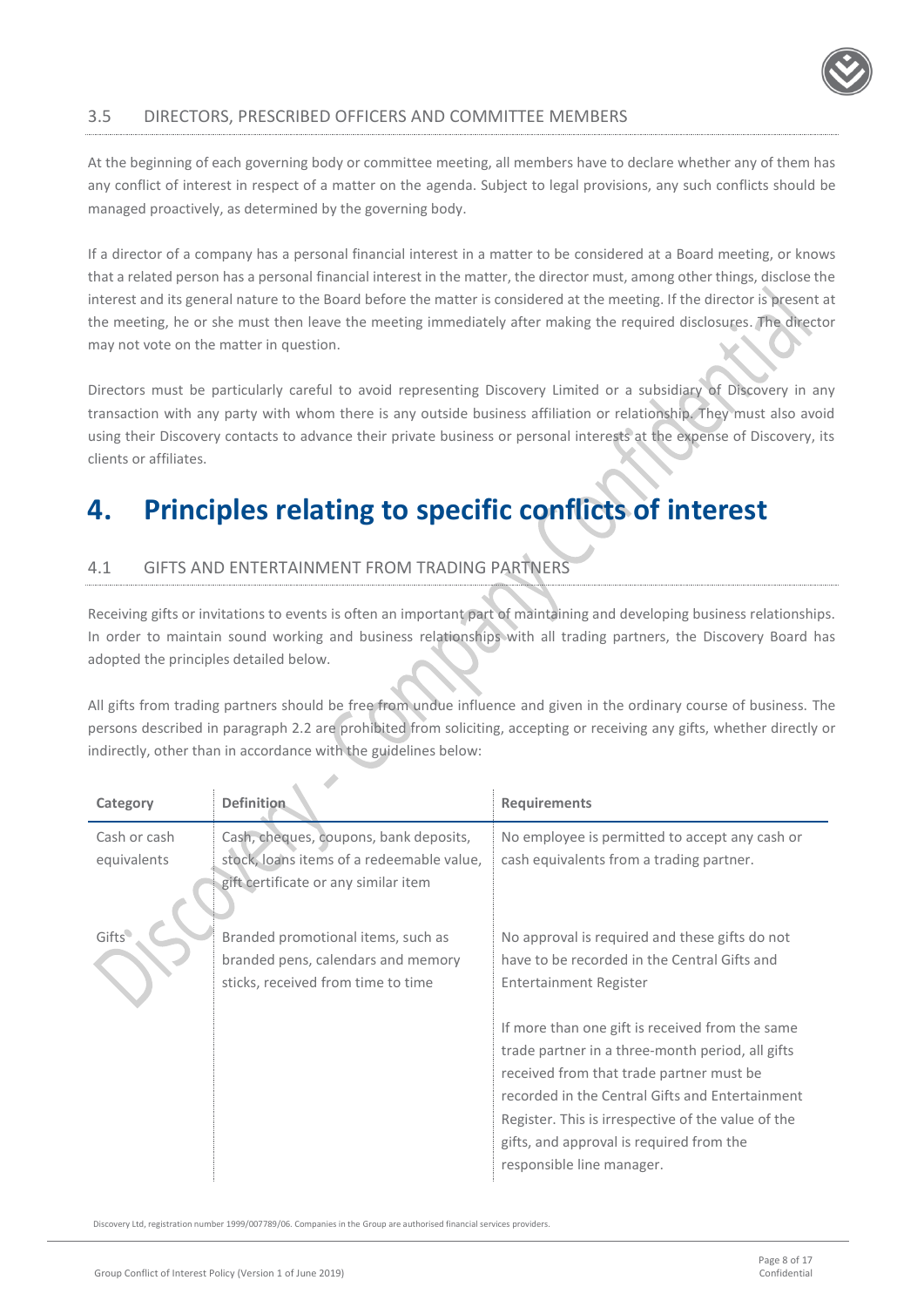### 3.5 DIRECTORS, PRESCRIBED OFFICERS AND COMMITTEE MEMBERS

At the beginning of each governing body or committee meeting, all members have to declare whether any of them has any conflict of interest in respect of a matter on the agenda. Subject to legal provisions, any such conflicts should be managed proactively, as determined by the governing body.

If a director of a company has a personal financial interest in a matter to be considered at a Board meeting, or knows that a related person has a personal financial interest in the matter, the director must, among other things, disclose the interest and its general nature to the Board before the matter is considered at the meeting. If the director is present at the meeting, he or she must then leave the meeting immediately after making the required disclosures. The director may not vote on the matter in question.

Directors must be particularly careful to avoid representing Discovery Limited or a subsidiary of Discovery in any transaction with any party with whom there is any outside business affiliation or relationship. They must also avoid using their Discovery contacts to advance their private business or personal interests at the expense of Discovery, its clients or affiliates.

# 4. Principles relating to specific conflicts of interest

### 4.1 GIFTS AND ENTERTAINMENT FROM TRADING PARTNERS

Receiving gifts or invitations to events is often an important part of maintaining and developing business relationships. In order to maintain sound working and business relationships with all trading partners, the Discovery Board has adopted the principles detailed below.

All gifts from trading partners should be free from undue influence and given in the ordinary course of business. The persons described in paragraph 2.2 are prohibited from soliciting, accepting or receiving any gifts, whether directly or indirectly, other than in accordance with the guidelines below:

| Category | Definition | Requirements |
|---|---|---|
| Cash or cash equivalents | Cash, cheques, coupons, bank deposits, stock, loans items of a redeemable value, gift certificate or any similar item | No employee is permitted to accept any cash or cash equivalents from a trading partner. |
| Gifts | Branded promotional items, such as branded pens, calendars and memory sticks, received from time to time | No approval is required and these gifts do not have to be recorded in the Central Gifts and Entertainment Register<br><br>If more than one gift is received from the same trade partner in a three-month period, all gifts received from that trade partner must be recorded in the Central Gifts and Entertainment Register. This is irrespective of the value of the gifts, and approval is required from the responsible line manager. |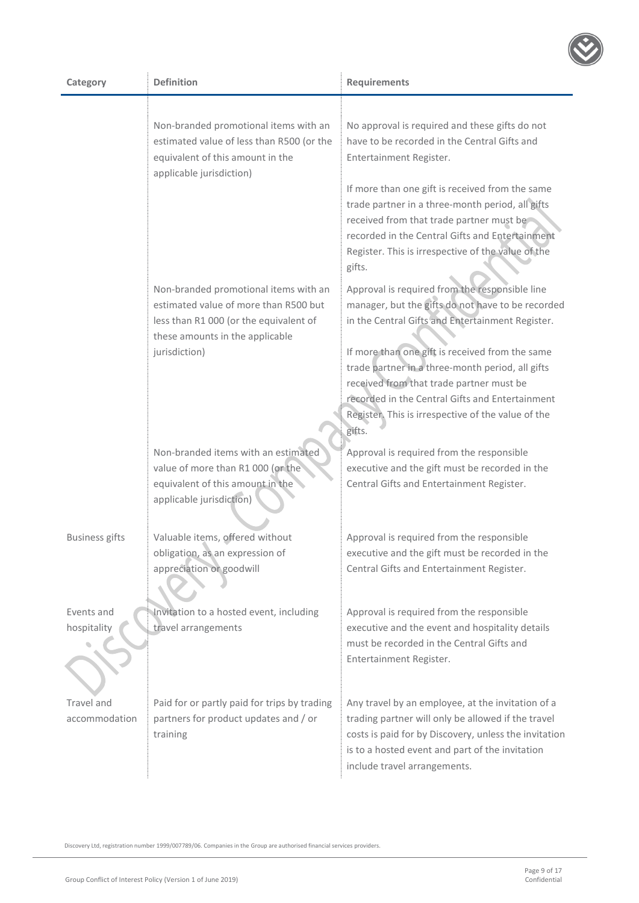| Category | Definition | Requirements |
|---|---|---|
| | Non-branded promotional items with an estimated value of less than R500 (or the equivalent of this amount in the applicable jurisdiction) | No approval is required and these gifts do not have to be recorded in the Central Gifts and Entertainment Register.<br><br>If more than one gift is received from the same trade partner in a three-month period, all gifts received from that trade partner must be recorded in the Central Gifts and Entertainment Register. This is irrespective of the value of the gifts. |
| | Non-branded promotional items with an estimated value of more than R500 but less than R1 000 (or the equivalent of these amounts in the applicable jurisdiction) | Approval is required from the responsible line manager, but the gifts do not have to be recorded in the Central Gifts and Entertainment Register.<br><br>If more than one gift is received from the same trade partner in a three-month period, all gifts received from that trade partner must be recorded in the Central Gifts and Entertainment Register. This is irrespective of the value of the gifts. |
| | Non-branded items with an estimated value of more than R1 000 (or the equivalent of this amount in the applicable jurisdiction) | Approval is required from the responsible executive and the gift must be recorded in the Central Gifts and Entertainment Register. |
| Business gifts | Valuable items, offered without obligation, as an expression of appreciation or goodwill | Approval is required from the responsible executive and the gift must be recorded in the Central Gifts and Entertainment Register. |
| Events and hospitality | Invitation to a hosted event, including travel arrangements | Approval is required from the responsible executive and the event and hospitality details must be recorded in the Central Gifts and Entertainment Register. |
| Travel and accommodation | Paid for or partly paid for trips by trading partners for product updates and / or training | Any travel by an employee, at the invitation of a trading partner will only be allowed if the travel costs is paid for by Discovery, unless the invitation is to a hosted event and part of the invitation include travel arrangements. |

Discovery Ltd, registration number 1999/007789/06. Companies in the Group are authorised financial services providers.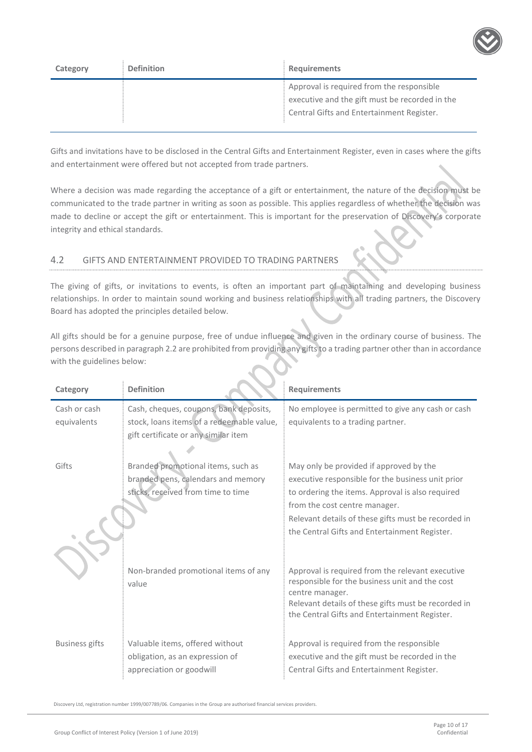| Category | Definition | Requirements |
|---|---|---|
| | | Approval is required from the responsible executive and the gift must be recorded in the Central Gifts and Entertainment Register. |

Gifts and invitations have to be disclosed in the Central Gifts and Entertainment Register, even in cases where the gifts and entertainment were offered but not accepted from trade partners.

Where a decision was made regarding the acceptance of a gift or entertainment, the nature of the decision must be communicated to the trade partner in writing as soon as possible. This applies regardless of whether the decision was made to decline or accept the gift or entertainment. This is important for the preservation of Discovery's corporate integrity and ethical standards.

## 4.2 GIFTS AND ENTERTAINMENT PROVIDED TO TRADING PARTNERS

The giving of gifts, or invitations to events, is often an important part of maintaining and developing business relationships. In order to maintain sound working and business relationships with all trading partners, the Discovery Board has adopted the principles detailed below.

All gifts should be for a genuine purpose, free of undue influence and given in the ordinary course of business. The persons described in paragraph 2.2 are prohibited from providing any gifts to a trading partner other than in accordance with the guidelines below:

| Category | Definition | Requirements |
|---|---|---|
| Cash or cash equivalents | Cash, cheques, coupons, bank deposits, stock, loans items of a redeemable value, gift certificate or any similar item | No employee is permitted to give any cash or cash equivalents to a trading partner. |
| Gifts | Branded promotional items, such as branded pens, calendars and memory sticks, received from time to time | May only be provided if approved by the executive responsible for the business unit prior to ordering the items. Approval is also required from the cost centre manager. Relevant details of these gifts must be recorded in the Central Gifts and Entertainment Register. |
| | Non-branded promotional items of any value | Approval is required from the relevant executive responsible for the business unit and the cost centre manager. Relevant details of these gifts must be recorded in the Central Gifts and Entertainment Register. |
| Business gifts | Valuable items, offered without obligation, as an expression of appreciation or goodwill | Approval is required from the responsible executive and the gift must be recorded in the Central Gifts and Entertainment Register. |

Discovery Ltd, registration number 1999/007789/06. Companies in the Group are authorised financial services providers.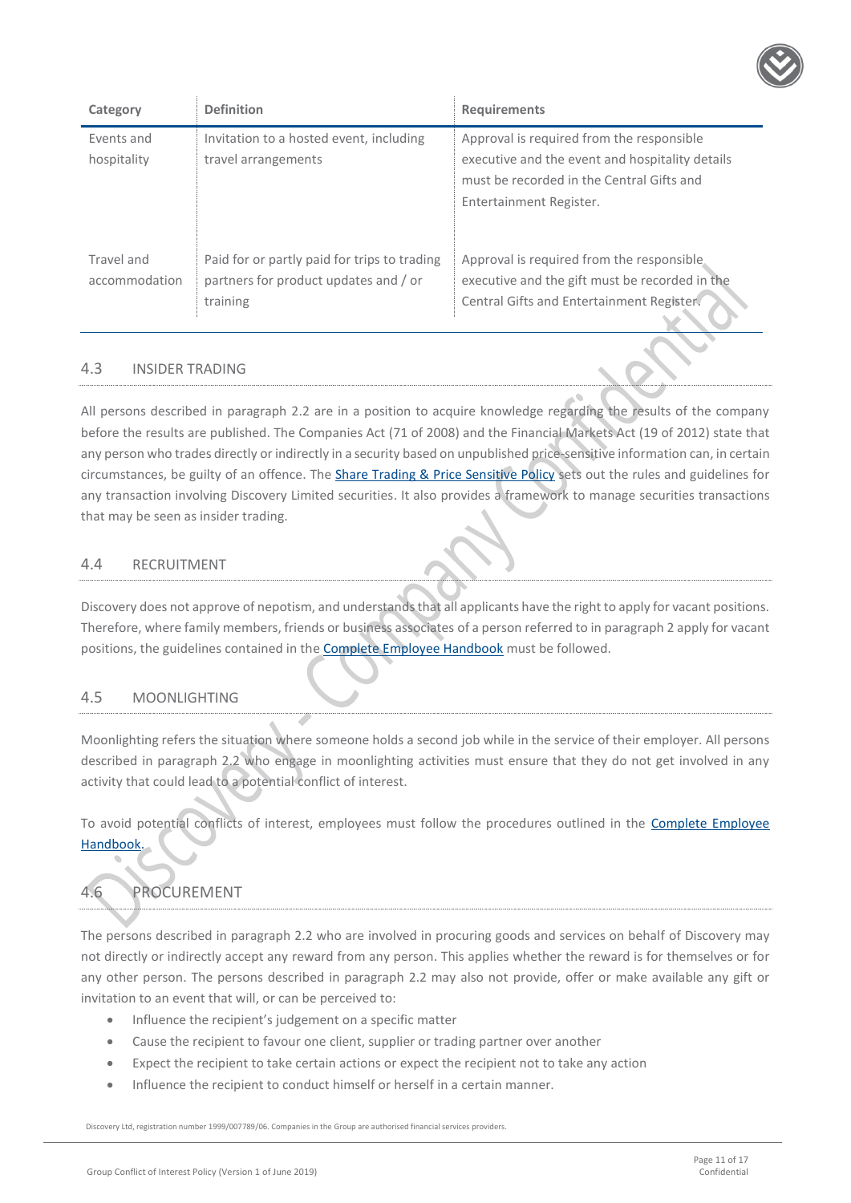| Category | Definition | Requirements |
|---|---|---|
| Events and hospitality | Invitation to a hosted event, including travel arrangements | Approval is required from the responsible executive and the event and hospitality details must be recorded in the Central Gifts and Entertainment Register. |
| Travel and accommodation | Paid for or partly paid for trips to trading partners for product updates and / or training | Approval is required from the responsible executive and the gift must be recorded in the Central Gifts and Entertainment Register. |

## 4.3 INSIDER TRADING

All persons described in paragraph 2.2 are in a position to acquire knowledge regarding the results of the company before the results are published. The Companies Act (71 of 2008) and the Financial Markets Act (19 of 2012) state that any person who trades directly or indirectly in a security based on unpublished price-sensitive information can, in certain circumstances, be guilty of an offence. The Share Trading & Price Sensitive Policy sets out the rules and guidelines for any transaction involving Discovery Limited securities. It also provides a framework to manage securities transactions that may be seen as insider trading.

## 4.4 RECRUITMENT

Discovery does not approve of nepotism, and understands that all applicants have the right to apply for vacant positions. Therefore, where family members, friends or business associates of a person referred to in paragraph 2 apply for vacant positions, the guidelines contained in the Complete Employee Handbook must be followed.

## 4.5 MOONLIGHTING

Moonlighting refers the situation where someone holds a second job while in the service of their employer. All persons described in paragraph 2.2 who engage in moonlighting activities must ensure that they do not get involved in any activity that could lead to a potential conflict of interest.

To avoid potential conflicts of interest, employees must follow the procedures outlined in the Complete Employee Handbook.

## 4.6 PROCUREMENT

The persons described in paragraph 2.2 who are involved in procuring goods and services on behalf of Discovery may not directly or indirectly accept any reward from any person. This applies whether the reward is for themselves or for any other person. The persons described in paragraph 2.2 may also not provide, offer or make available any gift or invitation to an event that will, or can be perceived to:

- Influence the recipient's judgement on a specific matter
- Cause the recipient to favour one client, supplier or trading partner over another
- Expect the recipient to take certain actions or expect the recipient not to take any action
- Influence the recipient to conduct himself or herself in a certain manner.

Discovery Ltd, registration number 1999/007789/06. Companies in the Group are authorised financial services providers.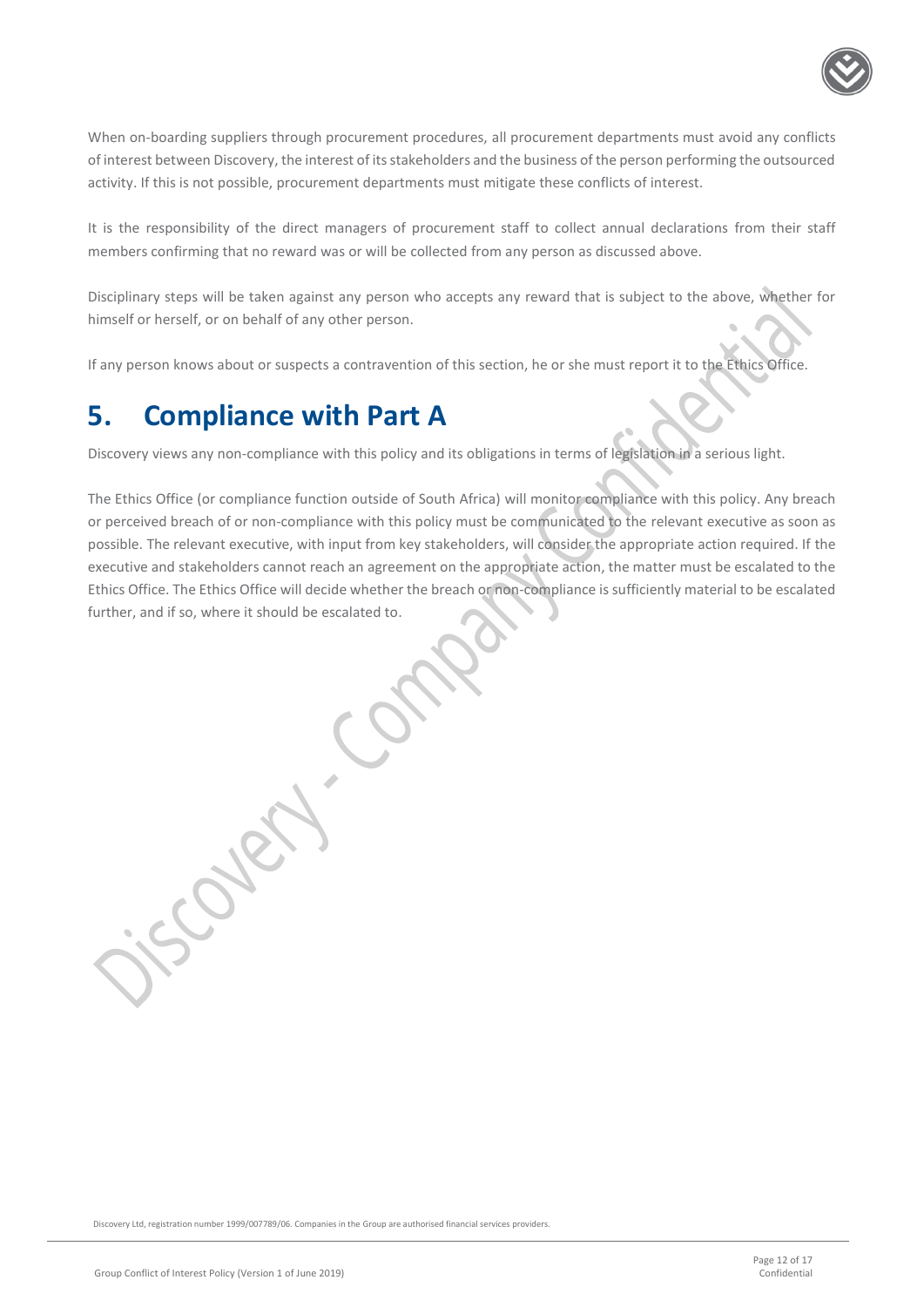When on-boarding suppliers through procurement procedures, all procurement departments must avoid any conflicts of interest between Discovery, the interest of its stakeholders and the business of the person performing the outsourced activity. If this is not possible, procurement departments must mitigate these conflicts of interest.

It is the responsibility of the direct managers of procurement staff to collect annual declarations from their staff members confirming that no reward was or will be collected from any person as discussed above.

Disciplinary steps will be taken against any person who accepts any reward that is subject to the above, whether for himself or herself, or on behalf of any other person.

If any person knows about or suspects a contravention of this section, he or she must report it to the Ethics Office.

# 5. Compliance with Part A

Discovery views any non-compliance with this policy and its obligations in terms of legislation in a serious light.

The Ethics Office (or compliance function outside of South Africa) will monitor compliance with this policy. Any breach or perceived breach of or non-compliance with this policy must be communicated to the relevant executive as soon as possible. The relevant executive, with input from key stakeholders, will consider the appropriate action required. If the executive and stakeholders cannot reach an agreement on the appropriate action, the matter must be escalated to the Ethics Office. The Ethics Office will decide whether the breach or non-compliance is sufficiently material to be escalated further, and if so, where it should be escalated to.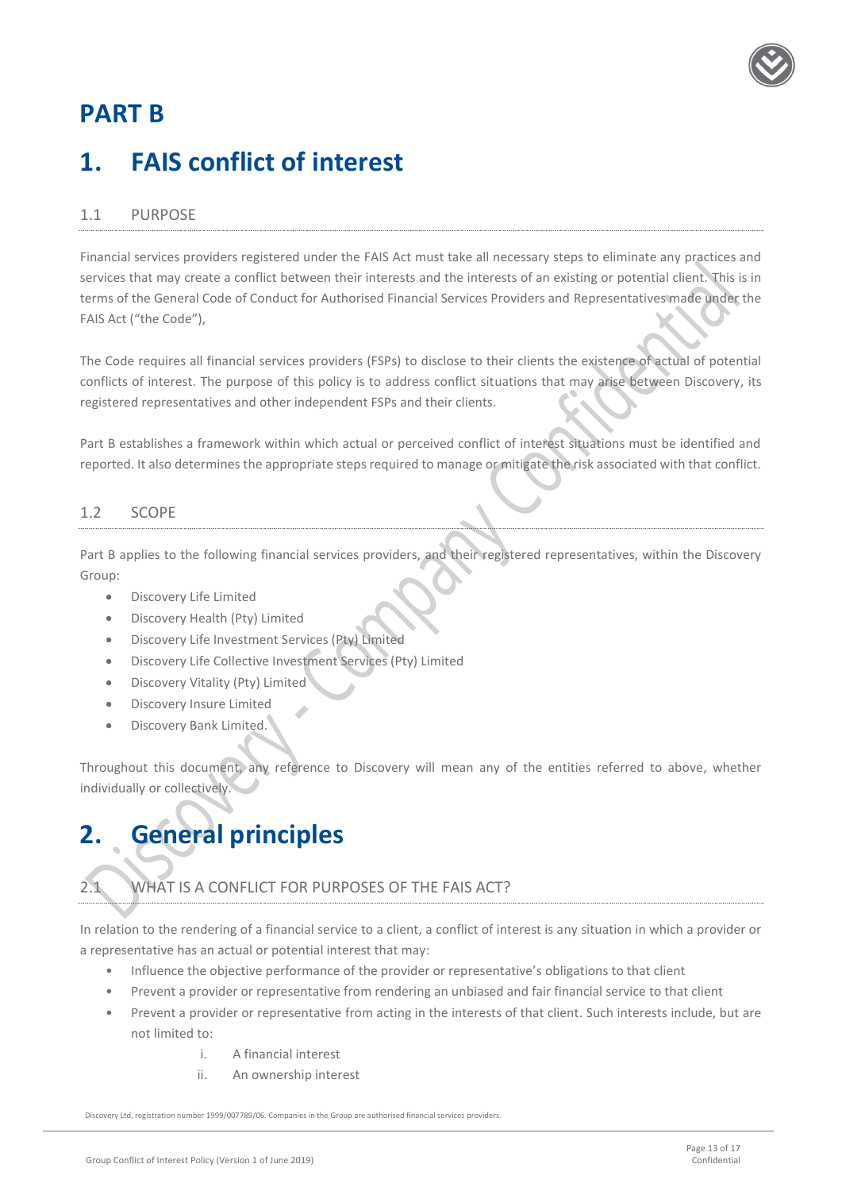# PART B

# 1. FAIS conflict of interest

## 1.1 PURPOSE

Financial services providers registered under the FAIS Act must take all necessary steps to eliminate any practices and services that may create a conflict between their interests and the interests of an existing or potential client. This is in terms of the General Code of Conduct for Authorised Financial Services Providers and Representatives made under the FAIS Act ("the Code"),

The Code requires all financial services providers (FSPs) to disclose to their clients the existence of actual of potential conflicts of interest. The purpose of this policy is to address conflict situations that may arise between Discovery, its registered representatives and other independent FSPs and their clients.

Part B establishes a framework within which actual or perceived conflict of interest situations must be identified and reported. It also determines the appropriate steps required to manage or mitigate the risk associated with that conflict.

## 1.2 SCOPE

Part B applies to the following financial services providers, and their registered representatives, within the Discovery Group:

- Discovery Life Limited
- Discovery Health (Pty) Limited
- Discovery Life Investment Services (Pty) Limited
- Discovery Life Collective Investment Services (Pty) Limited
- Discovery Vitality (Pty) Limited
- Discovery Insure Limited
- Discovery Bank Limited.

Throughout this document, any reference to Discovery will mean any of the entities referred to above, whether individually or collectively.

# 2. General principles

## 2.1 WHAT IS A CONFLICT FOR PURPOSES OF THE FAIS ACT?

In relation to the rendering of a financial service to a client, a conflict of interest is any situation in which a provider or a representative has an actual or potential interest that may:

- Influence the objective performance of the provider or representative's obligations to that client
- Prevent a provider or representative from rendering an unbiased and fair financial service to that client
- Prevent a provider or representative from acting in the interests of that client. Such interests include, but are not limited to:
  i. A financial interest
  ii. An ownership interest

Discovery Ltd, registration number 1999/007789/06. Companies in the Group are authorised financial services providers.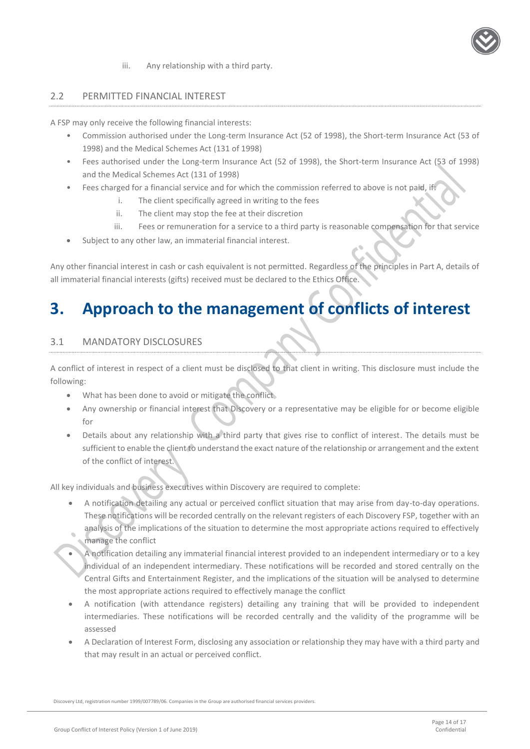iii. Any relationship with a third party.

### 2.2 PERMITTED FINANCIAL INTEREST

A FSP may only receive the following financial interests:

- Commission authorised under the Long-term Insurance Act (52 of 1998), the Short-term Insurance Act (53 of 1998) and the Medical Schemes Act (131 of 1998)
- Fees authorised under the Long-term Insurance Act (52 of 1998), the Short-term Insurance Act (53 of 1998) and the Medical Schemes Act (131 of 1998)
- Fees charged for a financial service and for which the commission referred to above is not paid, if:
  - i. The client specifically agreed in writing to the fees
  - ii. The client may stop the fee at their discretion
  - iii. Fees or remuneration for a service to a third party is reasonable compensation for that service
- Subject to any other law, an immaterial financial interest.

Any other financial interest in cash or cash equivalent is not permitted. Regardless of the principles in Part A, details of all immaterial financial interests (gifts) received must be declared to the Ethics Office.

# 3. Approach to the management of conflicts of interest

### 3.1 MANDATORY DISCLOSURES

A conflict of interest in respect of a client must be disclosed to that client in writing. This disclosure must include the following:

- What has been done to avoid or mitigate the conflict
- Any ownership or financial interest that Discovery or a representative may be eligible for or become eligible for
- Details about any relationship with a third party that gives rise to conflict of interest. The details must be sufficient to enable the client to understand the exact nature of the relationship or arrangement and the extent of the conflict of interest.

All key individuals and business executives within Discovery are required to complete:

- A notification detailing any actual or perceived conflict situation that may arise from day-to-day operations. These notifications will be recorded centrally on the relevant registers of each Discovery FSP, together with an analysis of the implications of the situation to determine the most appropriate actions required to effectively manage the conflict
- A notification detailing any immaterial financial interest provided to an independent intermediary or to a key individual of an independent intermediary. These notifications will be recorded and stored centrally on the Central Gifts and Entertainment Register, and the implications of the situation will be analysed to determine the most appropriate actions required to effectively manage the conflict
- A notification (with attendance registers) detailing any training that will be provided to independent intermediaries. These notifications will be recorded centrally and the validity of the programme will be assessed
- A Declaration of Interest Form, disclosing any association or relationship they may have with a third party and that may result in an actual or perceived conflict.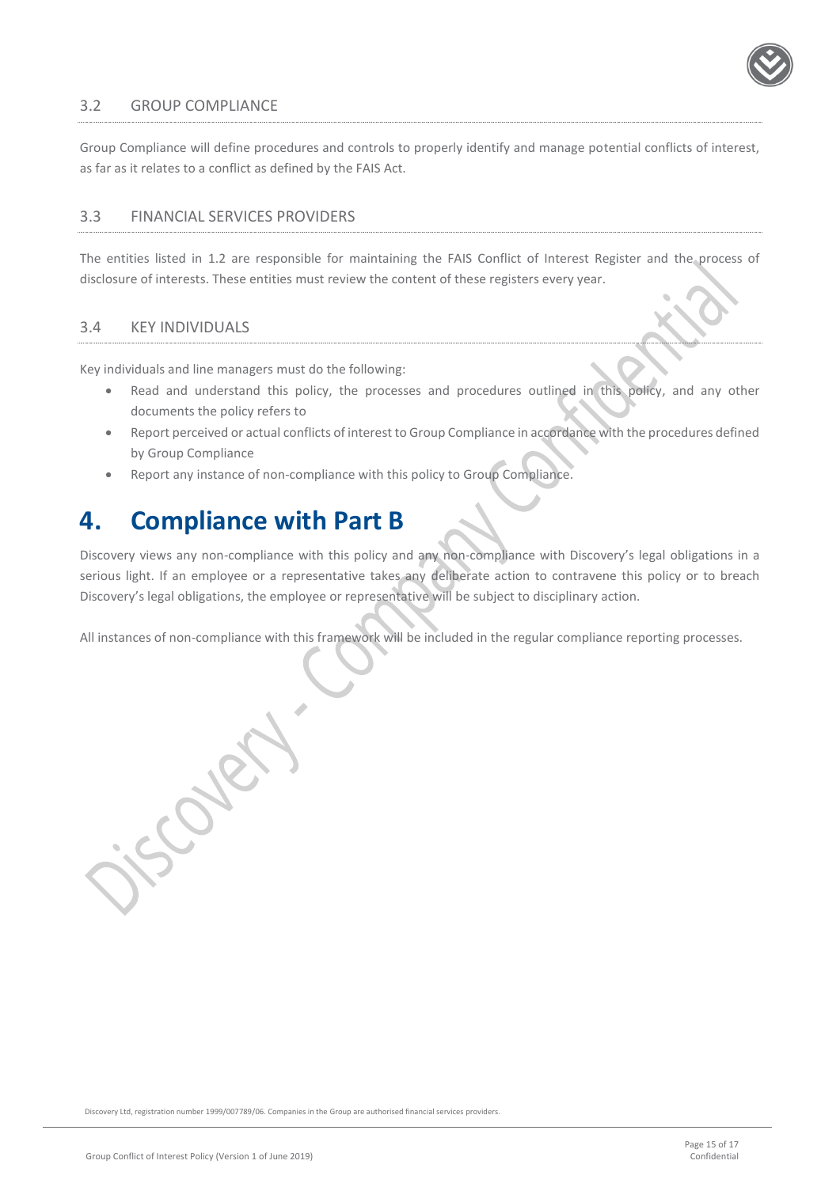### 3.2 GROUP COMPLIANCE

Group Compliance will define procedures and controls to properly identify and manage potential conflicts of interest, as far as it relates to a conflict as defined by the FAIS Act.

### 3.3 FINANCIAL SERVICES PROVIDERS

The entities listed in 1.2 are responsible for maintaining the FAIS Conflict of Interest Register and the process of disclosure of interests. These entities must review the content of these registers every year.

### 3.4 KEY INDIVIDUALS

Key individuals and line managers must do the following:

- Read and understand this policy, the processes and procedures outlined in this policy, and any other documents the policy refers to
- Report perceived or actual conflicts of interest to Group Compliance in accordance with the procedures defined by Group Compliance
- Report any instance of non-compliance with this policy to Group Compliance.

## 4. Compliance with Part B

Discovery views any non-compliance with this policy and any non-compliance with Discovery's legal obligations in a serious light. If an employee or a representative takes any deliberate action to contravene this policy or to breach Discovery's legal obligations, the employee or representative will be subject to disciplinary action.

All instances of non-compliance with this framework will be included in the regular compliance reporting processes.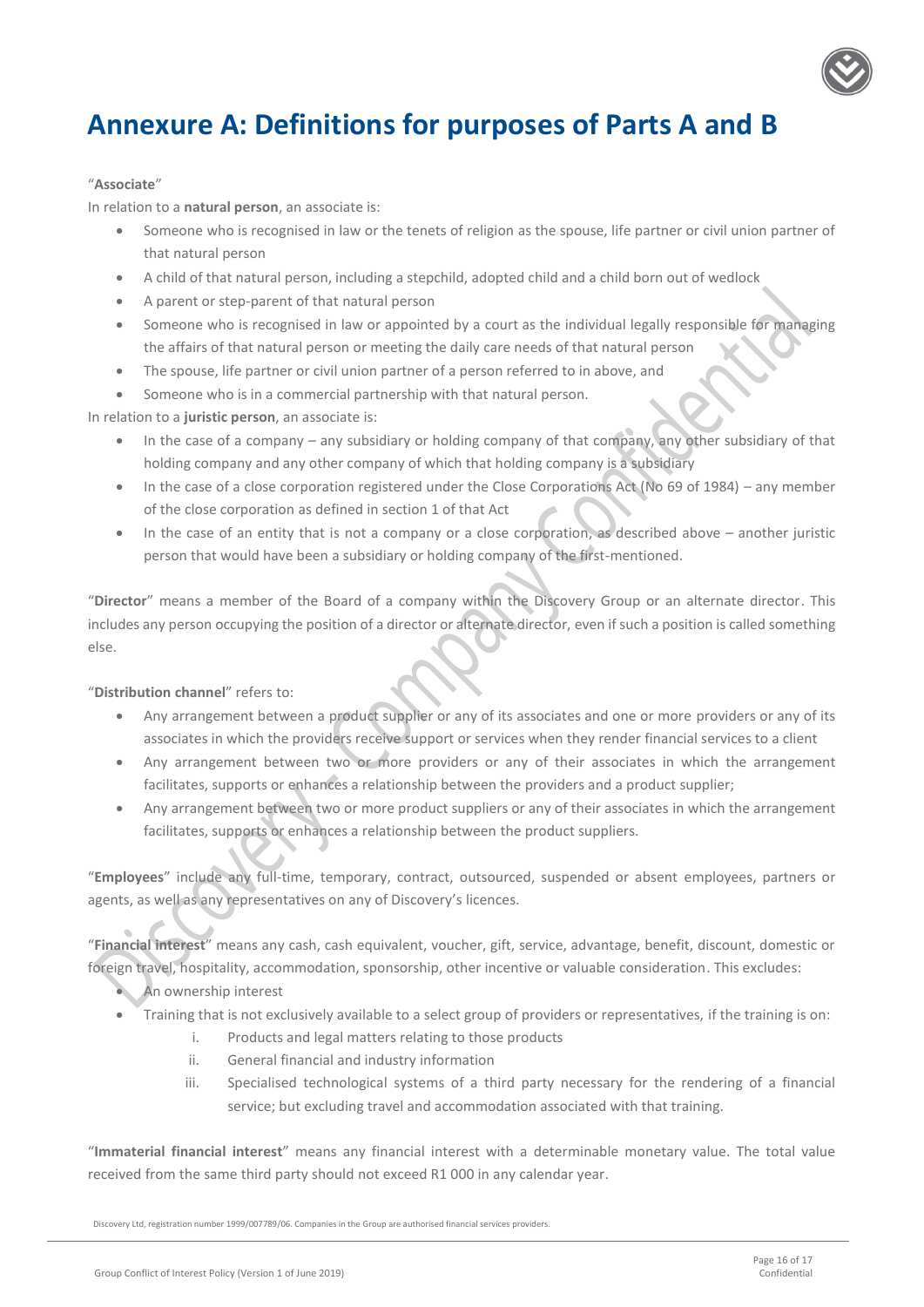# Annexure A: Definitions for purposes of Parts A and B

"**Associate**"

In relation to a **natural person**, an associate is:

- Someone who is recognised in law or the tenets of religion as the spouse, life partner or civil union partner of that natural person
- A child of that natural person, including a stepchild, adopted child and a child born out of wedlock
- A parent or step-parent of that natural person
- Someone who is recognised in law or appointed by a court as the individual legally responsible for managing the affairs of that natural person or meeting the daily care needs of that natural person
- The spouse, life partner or civil union partner of a person referred to in above, and
- Someone who is in a commercial partnership with that natural person.

In relation to a **juristic person**, an associate is:

- In the case of a company – any subsidiary or holding company of that company, any other subsidiary of that holding company and any other company of which that holding company is a subsidiary
- In the case of a close corporation registered under the Close Corporations Act (No 69 of 1984) – any member of the close corporation as defined in section 1 of that Act
- In the case of an entity that is not a company or a close corporation, as described above – another juristic person that would have been a subsidiary or holding company of the first-mentioned.

"**Director**" means a member of the Board of a company within the Discovery Group or an alternate director. This includes any person occupying the position of a director or alternate director, even if such a position is called something else.

"**Distribution channel**" refers to:

- Any arrangement between a product supplier or any of its associates and one or more providers or any of its associates in which the providers receive support or services when they render financial services to a client
- Any arrangement between two or more providers or any of their associates in which the arrangement facilitates, supports or enhances a relationship between the providers and a product supplier;
- Any arrangement between two or more product suppliers or any of their associates in which the arrangement facilitates, supports or enhances a relationship between the product suppliers.

"**Employees**" include any full-time, temporary, contract, outsourced, suspended or absent employees, partners or agents, as well as any representatives on any of Discovery's licences.

"**Financial interest**" means any cash, cash equivalent, voucher, gift, service, advantage, benefit, discount, domestic or foreign travel, hospitality, accommodation, sponsorship, other incentive or valuable consideration. This excludes:

- An ownership interest
- Training that is not exclusively available to a select group of providers or representatives, if the training is on:
    i. Products and legal matters relating to those products
    ii. General financial and industry information
    iii. Specialised technological systems of a third party necessary for the rendering of a financial service; but excluding travel and accommodation associated with that training.

"**Immaterial financial interest**" means any financial interest with a determinable monetary value. The total value received from the same third party should not exceed R1 000 in any calendar year.

Discovery Ltd, registration number 1999/007789/06. Companies in the Group are authorised financial services providers.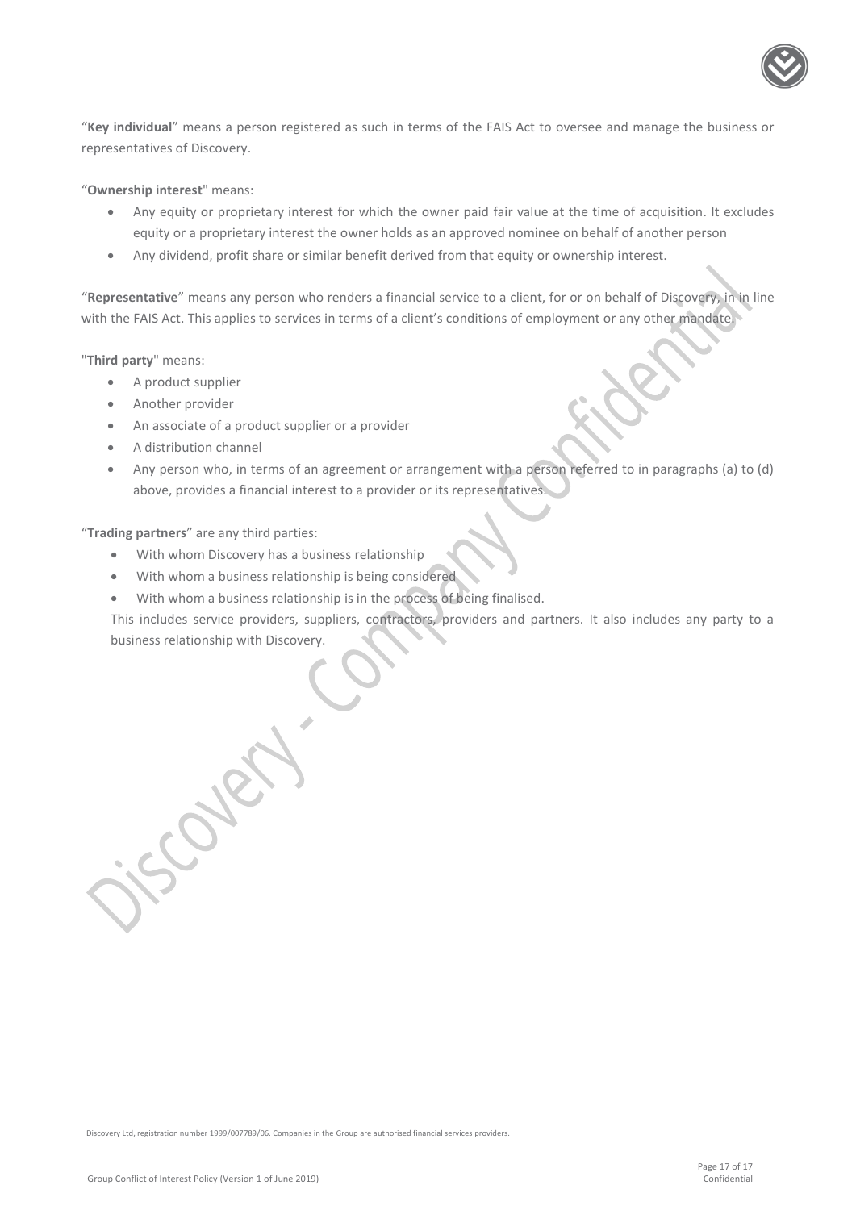"**Key individual**" means a person registered as such in terms of the FAIS Act to oversee and manage the business or representatives of Discovery.

"**Ownership interest**" means:

- Any equity or proprietary interest for which the owner paid fair value at the time of acquisition. It excludes equity or a proprietary interest the owner holds as an approved nominee on behalf of another person
- Any dividend, profit share or similar benefit derived from that equity or ownership interest.

"**Representative**" means any person who renders a financial service to a client, for or on behalf of Discovery, in in line with the FAIS Act. This applies to services in terms of a client's conditions of employment or any other mandate.

"**Third party**" means:

- A product supplier
- Another provider
- An associate of a product supplier or a provider
- A distribution channel
- Any person who, in terms of an agreement or arrangement with a person referred to in paragraphs (a) to (d) above, provides a financial interest to a provider or its representatives.

"**Trading partners**" are any third parties:

- With whom Discovery has a business relationship
- With whom a business relationship is being considered
- With whom a business relationship is in the process of being finalised.

This includes service providers, suppliers, contractors, providers and partners. It also includes any party to a business relationship with Discovery.

Discovery Ltd, registration number 1999/007789/06. Companies in the Group are authorised financial services providers.